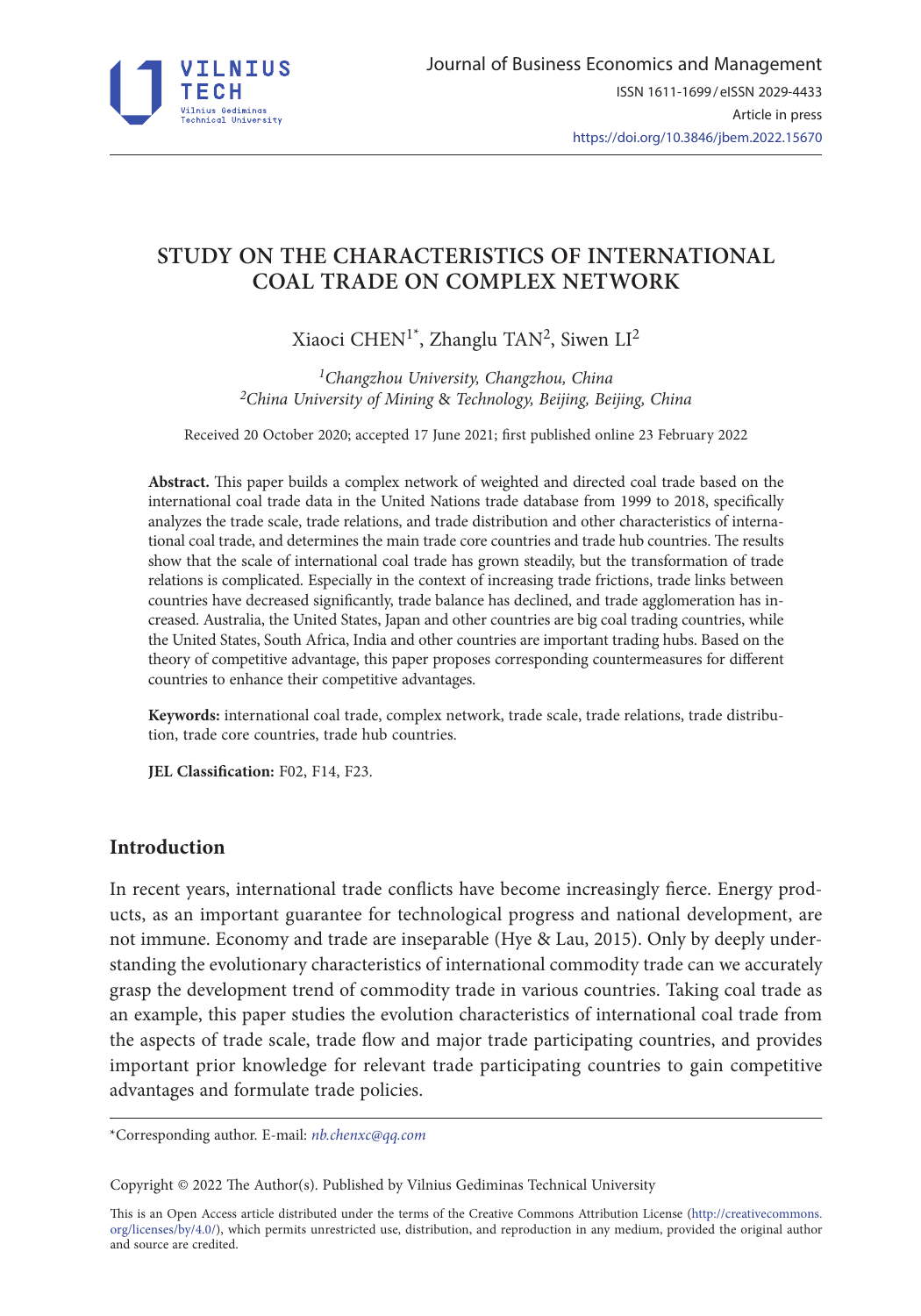# STUDY ON THE CHARACTERISTICS OF INTERNATIONAL COAL TRADE ON COMPLEX NETWORK

Xiaoci CHEN[1*], Zhanglu TAN[2], Siwen LI[2]

*[1]Changzhou University, Changzhou, China*
*[2]China University of Mining & Technology, Beijing, Beijing, China*

Received 20 October 2020; accepted 17 June 2021; first published online 23 February 2022

**Abstract.** This paper builds a complex network of weighted and directed coal trade based on the international coal trade data in the United Nations trade database from 1999 to 2018, specifically analyzes the trade scale, trade relations, and trade distribution and other characteristics of international coal trade, and determines the main trade core countries and trade hub countries. The results show that the scale of international coal trade has grown steadily, but the transformation of trade relations is complicated. Especially in the context of increasing trade frictions, trade links between countries have decreased significantly, trade balance has declined, and trade agglomeration has increased. Australia, the United States, Japan and other countries are big coal trading countries, while the United States, South Africa, India and other countries are important trading hubs. Based on the theory of competitive advantage, this paper proposes corresponding countermeasures for different countries to enhance their competitive advantages.

**Keywords:** international coal trade, complex network, trade scale, trade relations, trade distribution, trade core countries, trade hub countries.

**JEL Classification:** F02, F14, F23.

## Introduction

In recent years, international trade conflicts have become increasingly fierce. Energy products, as an important guarantee for technological progress and national development, are not immune. Economy and trade are inseparable (Hye & Lau, 2015). Only by deeply understanding the evolutionary characteristics of international commodity trade can we accurately grasp the development trend of commodity trade in various countries. Taking coal trade as an example, this paper studies the evolution characteristics of international coal trade from the aspects of trade scale, trade flow and major trade participating countries, and provides important prior knowledge for relevant trade participating countries to gain competitive advantages and formulate trade policies.

---

*Corresponding author. E-mail: *nb.chenxc@qq.com*

Copyright © 2022 The Author(s). Published by Vilnius Gediminas Technical University

This is an Open Access article distributed under the terms of the Creative Commons Attribution License (http://creativecommons.org/licenses/by/4.0/), which permits unrestricted use, distribution, and reproduction in any medium, provided the original author and source are credited.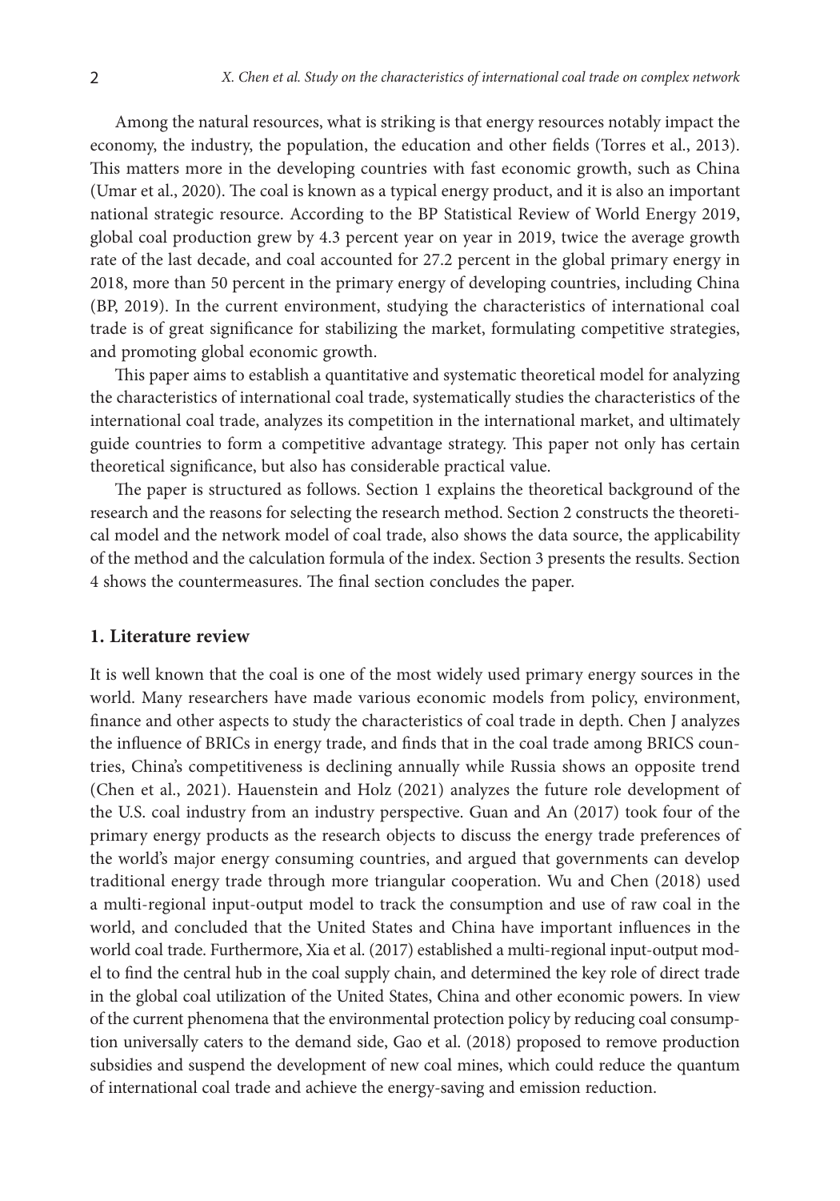Among the natural resources, what is striking is that energy resources notably impact the economy, the industry, the population, the education and other fields (Torres et al., 2013). This matters more in the developing countries with fast economic growth, such as China (Umar et al., 2020). The coal is known as a typical energy product, and it is also an important national strategic resource. According to the BP Statistical Review of World Energy 2019, global coal production grew by 4.3 percent year on year in 2019, twice the average growth rate of the last decade, and coal accounted for 27.2 percent in the global primary energy in 2018, more than 50 percent in the primary energy of developing countries, including China (BP, 2019). In the current environment, studying the characteristics of international coal trade is of great significance for stabilizing the market, formulating competitive strategies, and promoting global economic growth.

This paper aims to establish a quantitative and systematic theoretical model for analyzing the characteristics of international coal trade, systematically studies the characteristics of the international coal trade, analyzes its competition in the international market, and ultimately guide countries to form a competitive advantage strategy. This paper not only has certain theoretical significance, but also has considerable practical value.

The paper is structured as follows. Section 1 explains the theoretical background of the research and the reasons for selecting the research method. Section 2 constructs the theoretical model and the network model of coal trade, also shows the data source, the applicability of the method and the calculation formula of the index. Section 3 presents the results. Section 4 shows the countermeasures. The final section concludes the paper.

## 1. Literature review

It is well known that the coal is one of the most widely used primary energy sources in the world. Many researchers have made various economic models from policy, environment, finance and other aspects to study the characteristics of coal trade in depth. Chen J analyzes the influence of BRICs in energy trade, and finds that in the coal trade among BRICS countries, China's competitiveness is declining annually while Russia shows an opposite trend (Chen et al., 2021). Hauenstein and Holz (2021) analyzes the future role development of the U.S. coal industry from an industry perspective. Guan and An (2017) took four of the primary energy products as the research objects to discuss the energy trade preferences of the world's major energy consuming countries, and argued that governments can develop traditional energy trade through more triangular cooperation. Wu and Chen (2018) used a multi-regional input-output model to track the consumption and use of raw coal in the world, and concluded that the United States and China have important influences in the world coal trade. Furthermore, Xia et al. (2017) established a multi-regional input-output model to find the central hub in the coal supply chain, and determined the key role of direct trade in the global coal utilization of the United States, China and other economic powers. In view of the current phenomena that the environmental protection policy by reducing coal consumption universally caters to the demand side, Gao et al. (2018) proposed to remove production subsidies and suspend the development of new coal mines, which could reduce the quantum of international coal trade and achieve the energy-saving and emission reduction.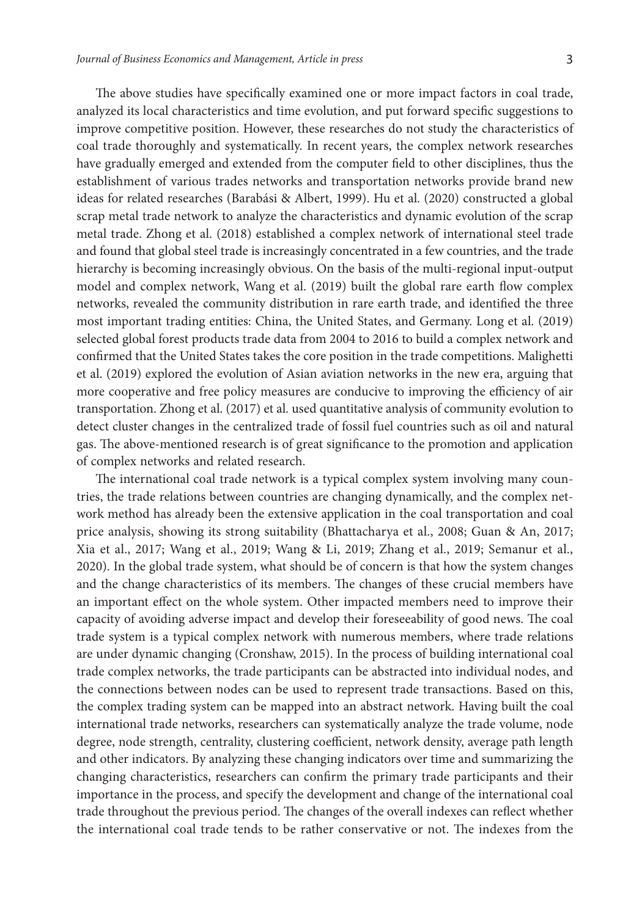The above studies have specifically examined one or more impact factors in coal trade, analyzed its local characteristics and time evolution, and put forward specific suggestions to improve competitive position. However, these researches do not study the characteristics of coal trade thoroughly and systematically. In recent years, the complex network researches have gradually emerged and extended from the computer field to other disciplines, thus the establishment of various trades networks and transportation networks provide brand new ideas for related researches (Barabási & Albert, 1999). Hu et al. (2020) constructed a global scrap metal trade network to analyze the characteristics and dynamic evolution of the scrap metal trade. Zhong et al. (2018) established a complex network of international steel trade and found that global steel trade is increasingly concentrated in a few countries, and the trade hierarchy is becoming increasingly obvious. On the basis of the multi-regional input-output model and complex network, Wang et al. (2019) built the global rare earth flow complex networks, revealed the community distribution in rare earth trade, and identified the three most important trading entities: China, the United States, and Germany. Long et al. (2019) selected global forest products trade data from 2004 to 2016 to build a complex network and confirmed that the United States takes the core position in the trade competitions. Malighetti et al. (2019) explored the evolution of Asian aviation networks in the new era, arguing that more cooperative and free policy measures are conducive to improving the efficiency of air transportation. Zhong et al. (2017) et al. used quantitative analysis of community evolution to detect cluster changes in the centralized trade of fossil fuel countries such as oil and natural gas. The above-mentioned research is of great significance to the promotion and application of complex networks and related research.

The international coal trade network is a typical complex system involving many countries, the trade relations between countries are changing dynamically, and the complex network method has already been the extensive application in the coal transportation and coal price analysis, showing its strong suitability (Bhattacharya et al., 2008; Guan & An, 2017; Xia et al., 2017; Wang et al., 2019; Wang & Li, 2019; Zhang et al., 2019; Semanur et al., 2020). In the global trade system, what should be of concern is that how the system changes and the change characteristics of its members. The changes of these crucial members have an important effect on the whole system. Other impacted members need to improve their capacity of avoiding adverse impact and develop their foreseeability of good news. The coal trade system is a typical complex network with numerous members, where trade relations are under dynamic changing (Cronshaw, 2015). In the process of building international coal trade complex networks, the trade participants can be abstracted into individual nodes, and the connections between nodes can be used to represent trade transactions. Based on this, the complex trading system can be mapped into an abstract network. Having built the coal international trade networks, researchers can systematically analyze the trade volume, node degree, node strength, centrality, clustering coefficient, network density, average path length and other indicators. By analyzing these changing indicators over time and summarizing the changing characteristics, researchers can confirm the primary trade participants and their importance in the process, and specify the development and change of the international coal trade throughout the previous period. The changes of the overall indexes can reflect whether the international coal trade tends to be rather conservative or not. The indexes from the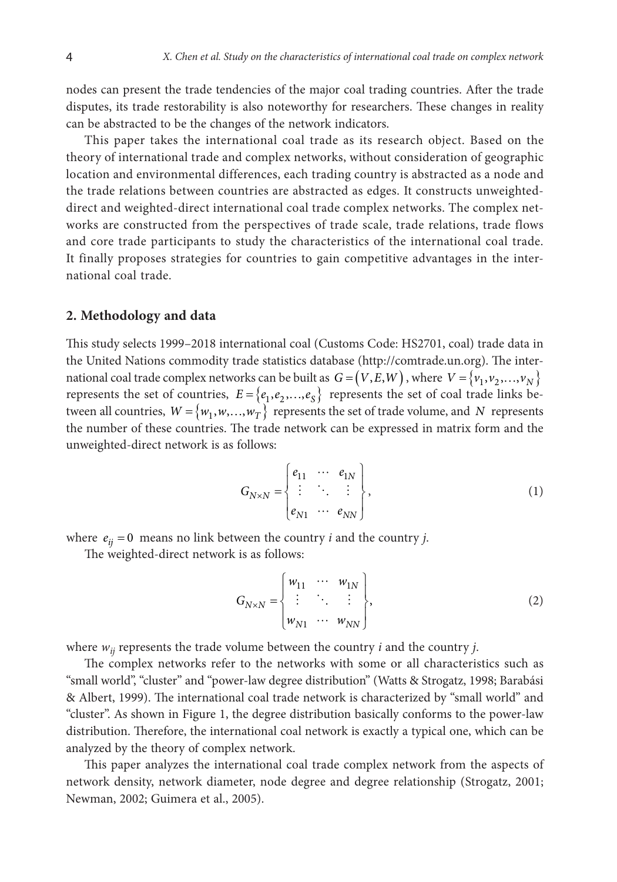nodes can present the trade tendencies of the major coal trading countries. After the trade disputes, its trade restorability is also noteworthy for researchers. These changes in reality can be abstracted to be the changes of the network indicators.

This paper takes the international coal trade as its research object. Based on the theory of international trade and complex networks, without consideration of geographic location and environmental differences, each trading country is abstracted as a node and the trade relations between countries are abstracted as edges. It constructs unweighted-direct and weighted-direct international coal trade complex networks. The complex networks are constructed from the perspectives of trade scale, trade relations, trade flows and core trade participants to study the characteristics of the international coal trade. It finally proposes strategies for countries to gain competitive advantages in the international coal trade.

## 2. Methodology and data

This study selects 1999–2018 international coal (Customs Code: HS2701, coal) trade data in the United Nations commodity trade statistics database (http://comtrade.un.org). The international coal trade complex networks can be built as $G = (V, E, W)$, where $V = \{v_1, v_2, \ldots, v_N\}$ represents the set of countries, $E = \{e_1, e_2, \ldots, e_S\}$ represents the set of coal trade links between all countries, $W = \{w_1, w, \ldots, w_T\}$ represents the set of trade volume, and $N$ represents the number of these countries. The trade network can be expressed in matrix form and the unweighted-direct network is as follows:

$$G_{N \times N} = \begin{Bmatrix} e_{11} & \cdots & e_{1N} \\ \vdots & \ddots & \vdots \\ e_{N1} & \cdots & e_{NN} \end{Bmatrix}, \tag{1}$$

where $e_{ij} = 0$ means no link between the country *i* and the country *j*.

The weighted-direct network is as follows:

$$G_{N \times N} = \begin{Bmatrix} w_{11} & \cdots & w_{1N} \\ \vdots & \ddots & \vdots \\ w_{N1} & \cdots & w_{NN} \end{Bmatrix}, \tag{2}$$

where $w_{ij}$ represents the trade volume between the country *i* and the country *j*.

The complex networks refer to the networks with some or all characteristics such as "small world", "cluster" and "power-law degree distribution" (Watts & Strogatz, 1998; Barabási & Albert, 1999). The international coal trade network is characterized by "small world" and "cluster". As shown in Figure 1, the degree distribution basically conforms to the power-law distribution. Therefore, the international coal network is exactly a typical one, which can be analyzed by the theory of complex network.

This paper analyzes the international coal trade complex network from the aspects of network density, network diameter, node degree and degree relationship (Strogatz, 2001; Newman, 2002; Guimera et al., 2005).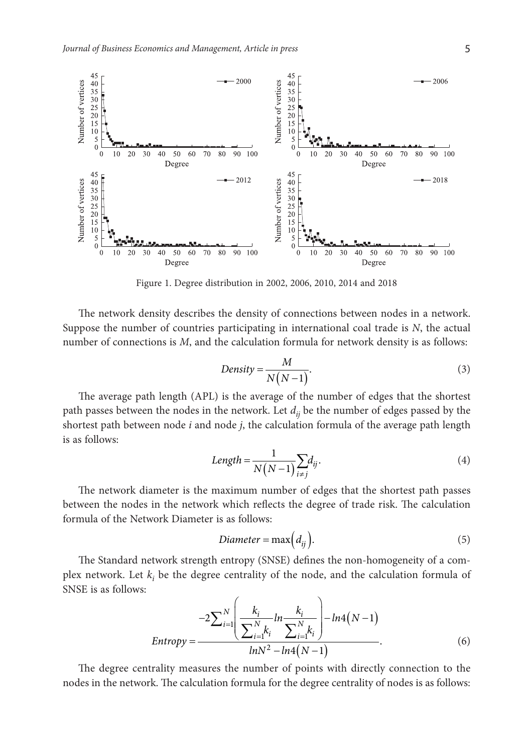Figure 1. Degree distribution in 2002, 2006, 2010, 2014 and 2018

The network density describes the density of connections between nodes in a network. Suppose the number of countries participating in international coal trade is $N$, the actual number of connections is $M$, and the calculation formula for network density is as follows:

$$Density = \frac{M}{N(N-1)}. \tag{3}$$

The average path length (APL) is the average of the number of edges that the shortest path passes between the nodes in the network. Let $d_{ij}$ be the number of edges passed by the shortest path between node $i$ and node $j$, the calculation formula of the average path length is as follows:

$$Length = \frac{1}{N(N-1)} \sum_{i \neq j} d_{ij}. \tag{4}$$

The network diameter is the maximum number of edges that the shortest path passes between the nodes in the network which reflects the degree of trade risk. The calculation formula of the Network Diameter is as follows:

$$Diameter = \max\left(d_{ij}\right). \tag{5}$$

The Standard network strength entropy (SNSE) defines the non-homogeneity of a complex network. Let $k_i$ be the degree centrality of the node, and the calculation formula of SNSE is as follows:

$$Entropy = \frac{-2\sum_{i=1}^{N}\left(\frac{k_i}{\sum_{i=1}^{N}k_i} ln \frac{k_i}{\sum_{i=1}^{N}k_i}\right) - ln4(N-1)}{lnN^2 - ln4(N-1)}. \tag{6}$$

The degree centrality measures the number of points with directly connection to the nodes in the network. The calculation formula for the degree centrality of nodes is as follows: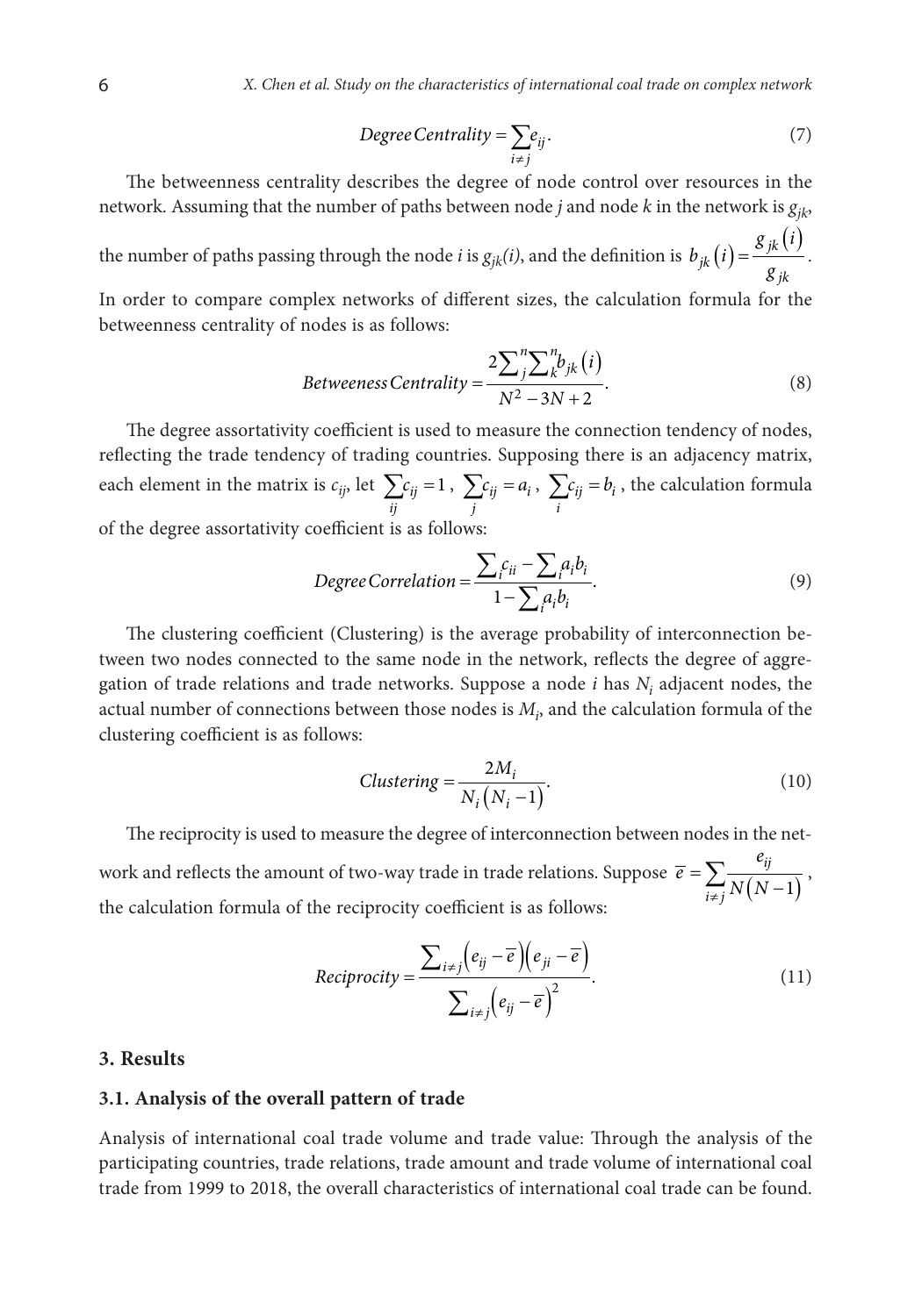$$Degree\,Centrality = \sum_{i \neq j} e_{ij}. \tag{7}$$

The betweenness centrality describes the degree of node control over resources in the network. Assuming that the number of paths between node $j$ and node $k$ in the network is $g_{jk}$, the number of paths passing through the node $i$ is $g_{jk}(i)$, and the definition is $b_{jk}(i) = \frac{g_{jk}(i)}{g_{jk}}$. In order to compare complex networks of different sizes, the calculation formula for the betweenness centrality of nodes is as follows:

$$Betweeness\,Centrality = \frac{2\sum_{j}^{n}\sum_{k}^{n} b_{jk}(i)}{N^2 - 3N + 2}. \tag{8}$$

The degree assortativity coefficient is used to measure the connection tendency of nodes, reflecting the trade tendency of trading countries. Supposing there is an adjacency matrix, each element in the matrix is $c_{ij}$, let $\sum_{ij} c_{ij} = 1$, $\sum_{j} c_{ij} = a_i$, $\sum_{i} c_{ij} = b_i$, the calculation formula of the degree assortativity coefficient is as follows:

$$Degree\,Correlation = \frac{\sum_i c_{ii} - \sum_i a_i b_i}{1 - \sum_i a_i b_i}. \tag{9}$$

The clustering coefficient (Clustering) is the average probability of interconnection between two nodes connected to the same node in the network, reflects the degree of aggregation of trade relations and trade networks. Suppose a node $i$ has $N_i$ adjacent nodes, the actual number of connections between those nodes is $M_i$, and the calculation formula of the clustering coefficient is as follows:

$$Clustering = \frac{2M_i}{N_i\left(N_i - 1\right)}. \tag{10}$$

The reciprocity is used to measure the degree of interconnection between nodes in the network and reflects the amount of two-way trade in trade relations. Suppose $\overline{e} = \sum_{i \neq j} \frac{e_{ij}}{N(N-1)}$, the calculation formula of the reciprocity coefficient is as follows:

$$Reciprocity = \frac{\sum_{i \neq j}\left(e_{ij} - \overline{e}\right)\left(e_{ji} - \overline{e}\right)}{\sum_{i \neq j}\left(e_{ij} - \overline{e}\right)^2}. \tag{11}$$

## 3. Results

### 3.1. Analysis of the overall pattern of trade

Analysis of international coal trade volume and trade value: Through the analysis of the participating countries, trade relations, trade amount and trade volume of international coal trade from 1999 to 2018, the overall characteristics of international coal trade can be found.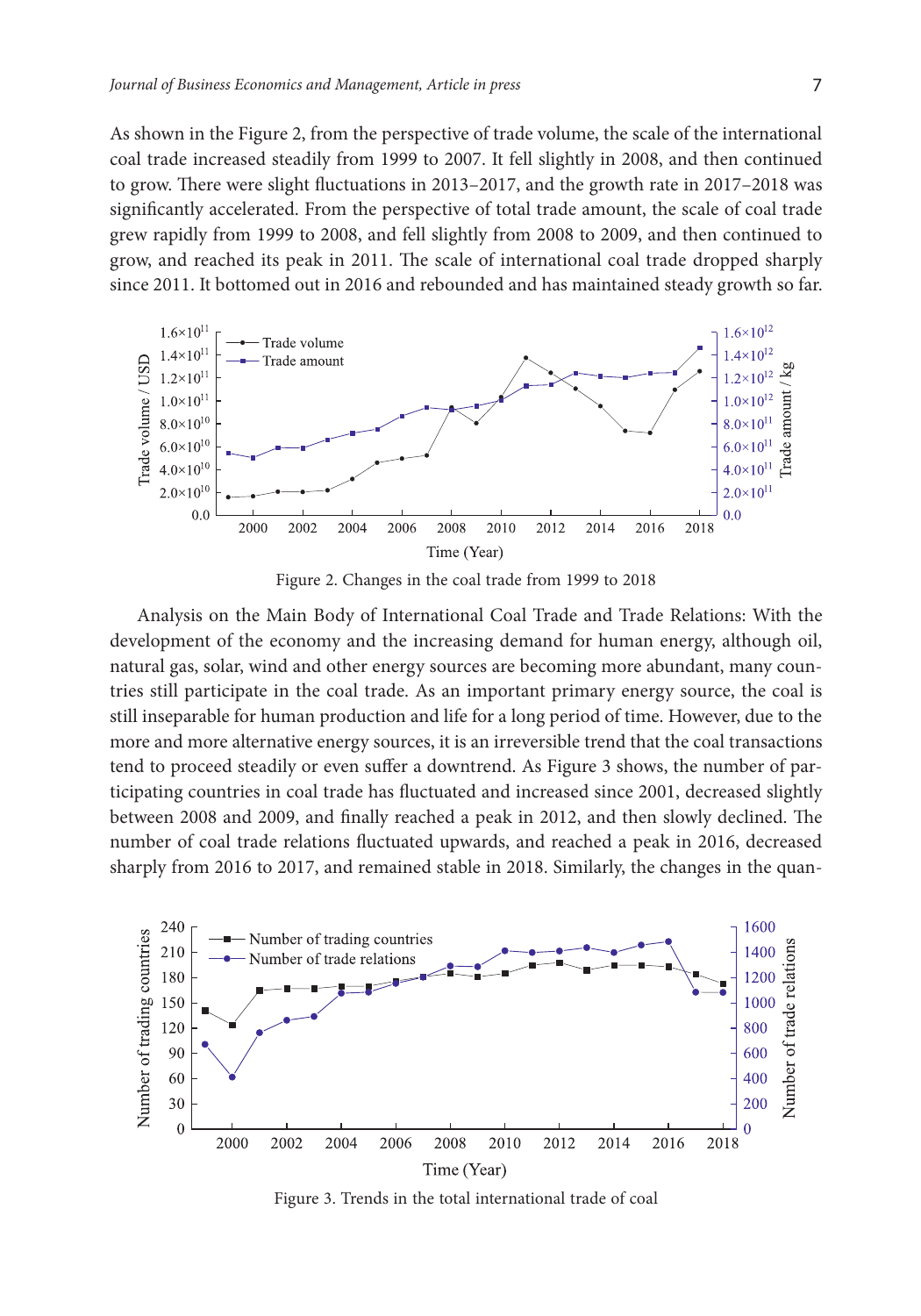As shown in the Figure 2, from the perspective of trade volume, the scale of the international coal trade increased steadily from 1999 to 2007. It fell slightly in 2008, and then continued to grow. There were slight fluctuations in 2013–2017, and the growth rate in 2017–2018 was significantly accelerated. From the perspective of total trade amount, the scale of coal trade grew rapidly from 1999 to 2008, and fell slightly from 2008 to 2009, and then continued to grow, and reached its peak in 2011. The scale of international coal trade dropped sharply since 2011. It bottomed out in 2016 and rebounded and has maintained steady growth so far.

Figure 2. Changes in the coal trade from 1999 to 2018

Analysis on the Main Body of International Coal Trade and Trade Relations: With the development of the economy and the increasing demand for human energy, although oil, natural gas, solar, wind and other energy sources are becoming more abundant, many countries still participate in the coal trade. As an important primary energy source, the coal is still inseparable for human production and life for a long period of time. However, due to the more and more alternative energy sources, it is an irreversible trend that the coal transactions tend to proceed steadily or even suffer a downtrend. As Figure 3 shows, the number of participating countries in coal trade has fluctuated and increased since 2001, decreased slightly between 2008 and 2009, and finally reached a peak in 2012, and then slowly declined. The number of coal trade relations fluctuated upwards, and reached a peak in 2016, decreased sharply from 2016 to 2017, and remained stable in 2018. Similarly, the changes in the quan-

Figure 3. Trends in the total international trade of coal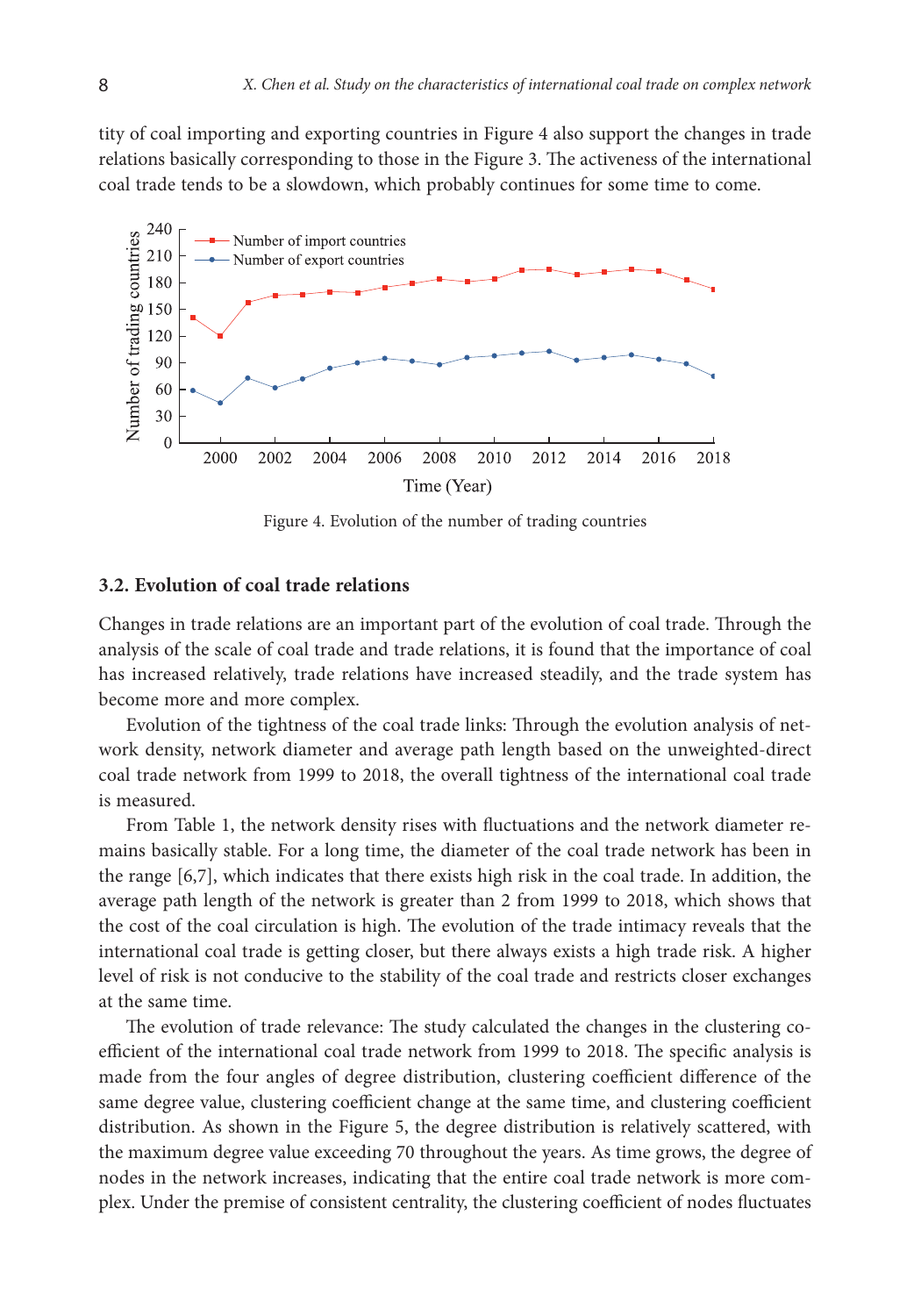tity of coal importing and exporting countries in Figure 4 also support the changes in trade relations basically corresponding to those in the Figure 3. The activeness of the international coal trade tends to be a slowdown, which probably continues for some time to come.

Figure 4. Evolution of the number of trading countries

### 3.2. Evolution of coal trade relations

Changes in trade relations are an important part of the evolution of coal trade. Through the analysis of the scale of coal trade and trade relations, it is found that the importance of coal has increased relatively, trade relations have increased steadily, and the trade system has become more and more complex.

Evolution of the tightness of the coal trade links: Through the evolution analysis of network density, network diameter and average path length based on the unweighted-direct coal trade network from 1999 to 2018, the overall tightness of the international coal trade is measured.

From Table 1, the network density rises with fluctuations and the network diameter remains basically stable. For a long time, the diameter of the coal trade network has been in the range [6,7], which indicates that there exists high risk in the coal trade. In addition, the average path length of the network is greater than 2 from 1999 to 2018, which shows that the cost of the coal circulation is high. The evolution of the trade intimacy reveals that the international coal trade is getting closer, but there always exists a high trade risk. A higher level of risk is not conducive to the stability of the coal trade and restricts closer exchanges at the same time.

The evolution of trade relevance: The study calculated the changes in the clustering coefficient of the international coal trade network from 1999 to 2018. The specific analysis is made from the four angles of degree distribution, clustering coefficient difference of the same degree value, clustering coefficient change at the same time, and clustering coefficient distribution. As shown in the Figure 5, the degree distribution is relatively scattered, with the maximum degree value exceeding 70 throughout the years. As time grows, the degree of nodes in the network increases, indicating that the entire coal trade network is more complex. Under the premise of consistent centrality, the clustering coefficient of nodes fluctuates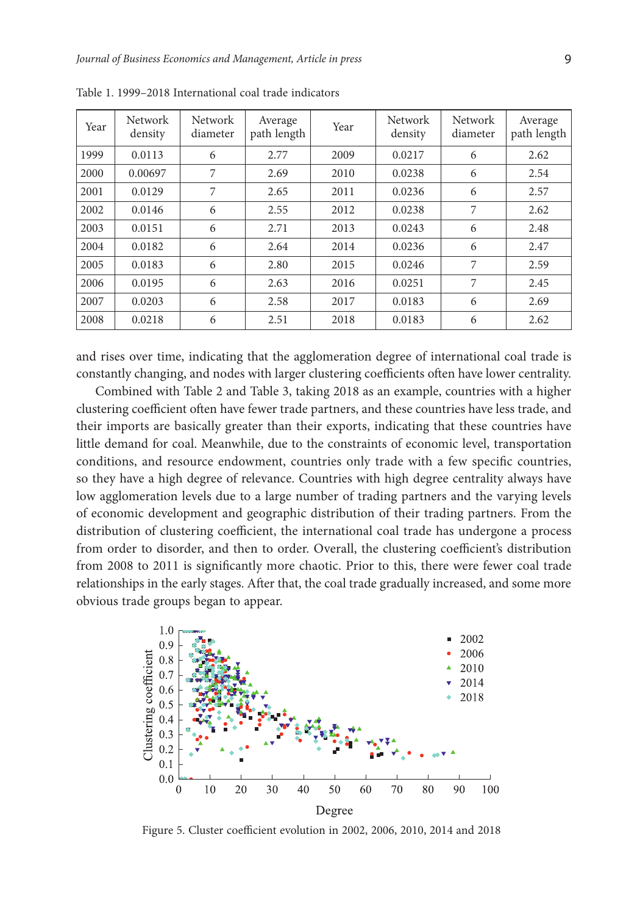Table 1. 1999–2018 International coal trade indicators

| Year | Network density | Network diameter | Average path length | Year | Network density | Network diameter | Average path length |
|---|---|---|---|---|---|---|---|
| 1999 | 0.0113 | 6 | 2.77 | 2009 | 0.0217 | 6 | 2.62 |
| 2000 | 0.00697 | 7 | 2.69 | 2010 | 0.0238 | 6 | 2.54 |
| 2001 | 0.0129 | 7 | 2.65 | 2011 | 0.0236 | 6 | 2.57 |
| 2002 | 0.0146 | 6 | 2.55 | 2012 | 0.0238 | 7 | 2.62 |
| 2003 | 0.0151 | 6 | 2.71 | 2013 | 0.0243 | 6 | 2.48 |
| 2004 | 0.0182 | 6 | 2.64 | 2014 | 0.0236 | 6 | 2.47 |
| 2005 | 0.0183 | 6 | 2.80 | 2015 | 0.0246 | 7 | 2.59 |
| 2006 | 0.0195 | 6 | 2.63 | 2016 | 0.0251 | 7 | 2.45 |
| 2007 | 0.0203 | 6 | 2.58 | 2017 | 0.0183 | 6 | 2.69 |
| 2008 | 0.0218 | 6 | 2.51 | 2018 | 0.0183 | 6 | 2.62 |

and rises over time, indicating that the agglomeration degree of international coal trade is constantly changing, and nodes with larger clustering coefficients often have lower centrality.

Combined with Table 2 and Table 3, taking 2018 as an example, countries with a higher clustering coefficient often have fewer trade partners, and these countries have less trade, and their imports are basically greater than their exports, indicating that these countries have little demand for coal. Meanwhile, due to the constraints of economic level, transportation conditions, and resource endowment, countries only trade with a few specific countries, so they have a high degree of relevance. Countries with high degree centrality always have low agglomeration levels due to a large number of trading partners and the varying levels of economic development and geographic distribution of their trading partners. From the distribution of clustering coefficient, the international coal trade has undergone a process from order to disorder, and then to order. Overall, the clustering coefficient's distribution from 2008 to 2011 is significantly more chaotic. Prior to this, there were fewer coal trade relationships in the early stages. After that, the coal trade gradually increased, and some more obvious trade groups began to appear.

Figure 5. Cluster coefficient evolution in 2002, 2006, 2010, 2014 and 2018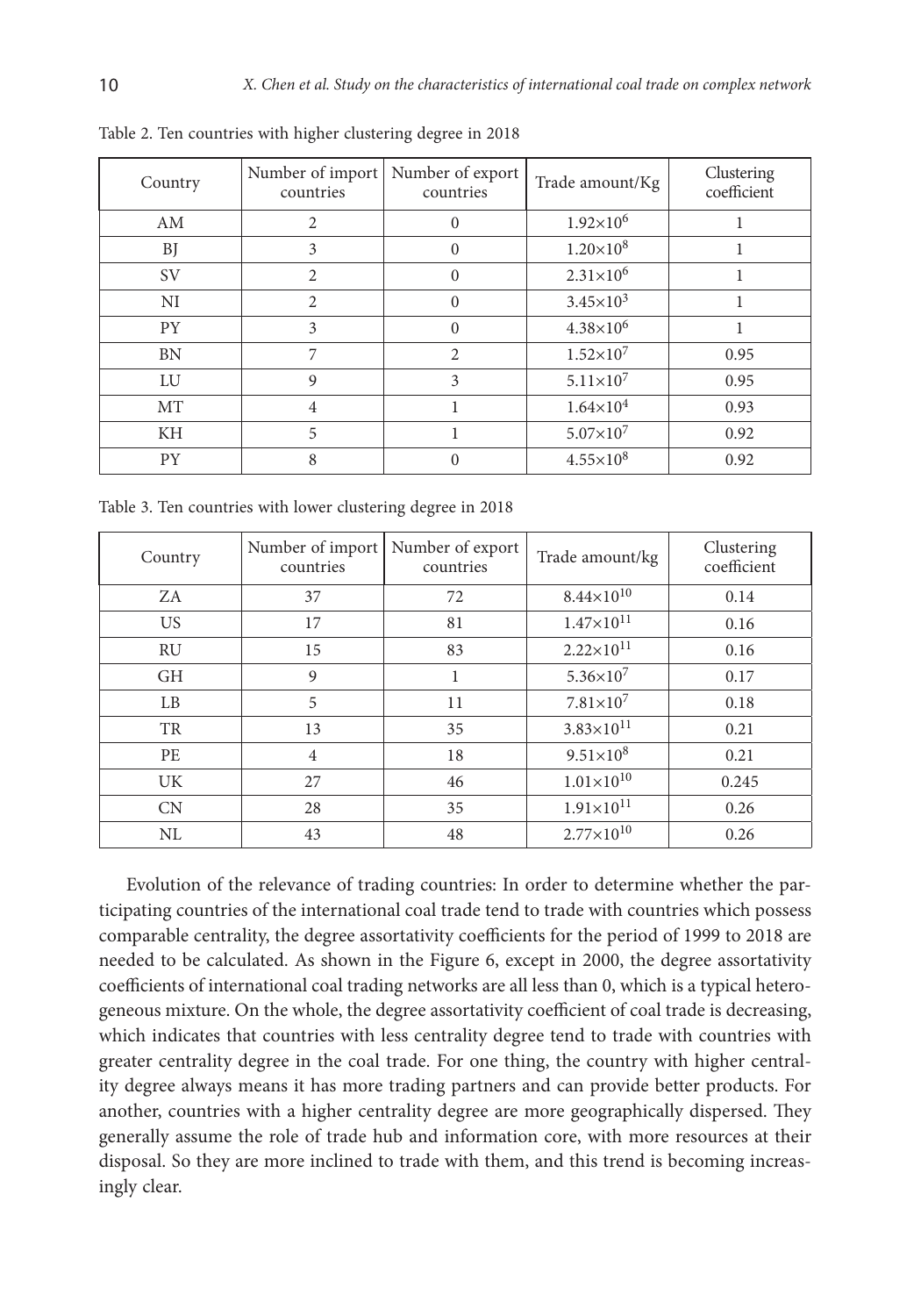Table 2. Ten countries with higher clustering degree in 2018

| Country | Number of import countries | Number of export countries | Trade amount/Kg | Clustering coefficient |
|---|---|---|---|---|
| AM | 2 | 0 | $1.92\times10^{6}$ | 1 |
| BJ | 3 | 0 | $1.20\times10^{8}$ | 1 |
| SV | 2 | 0 | $2.31\times10^{6}$ | 1 |
| NI | 2 | 0 | $3.45\times10^{3}$ | 1 |
| PY | 3 | 0 | $4.38\times10^{6}$ | 1 |
| BN | 7 | 2 | $1.52\times10^{7}$ | 0.95 |
| LU | 9 | 3 | $5.11\times10^{7}$ | 0.95 |
| MT | 4 | 1 | $1.64\times10^{4}$ | 0.93 |
| KH | 5 | 1 | $5.07\times10^{7}$ | 0.92 |
| PY | 8 | 0 | $4.55\times10^{8}$ | 0.92 |

Table 3. Ten countries with lower clustering degree in 2018

| Country | Number of import countries | Number of export countries | Trade amount/kg | Clustering coefficient |
|---|---|---|---|---|
| ZA | 37 | 72 | $8.44\times10^{10}$ | 0.14 |
| US | 17 | 81 | $1.47\times10^{11}$ | 0.16 |
| RU | 15 | 83 | $2.22\times10^{11}$ | 0.16 |
| GH | 9 | 1 | $5.36\times10^{7}$ | 0.17 |
| LB | 5 | 11 | $7.81\times10^{7}$ | 0.18 |
| TR | 13 | 35 | $3.83\times10^{11}$ | 0.21 |
| PE | 4 | 18 | $9.51\times10^{8}$ | 0.21 |
| UK | 27 | 46 | $1.01\times10^{10}$ | 0.245 |
| CN | 28 | 35 | $1.91\times10^{11}$ | 0.26 |
| NL | 43 | 48 | $2.77\times10^{10}$ | 0.26 |

Evolution of the relevance of trading countries: In order to determine whether the participating countries of the international coal trade tend to trade with countries which possess comparable centrality, the degree assortativity coefficients for the period of 1999 to 2018 are needed to be calculated. As shown in the Figure 6, except in 2000, the degree assortativity coefficients of international coal trading networks are all less than 0, which is a typical heterogeneous mixture. On the whole, the degree assortativity coefficient of coal trade is decreasing, which indicates that countries with less centrality degree tend to trade with countries with greater centrality degree in the coal trade. For one thing, the country with higher centrality degree always means it has more trading partners and can provide better products. For another, countries with a higher centrality degree are more geographically dispersed. They generally assume the role of trade hub and information core, with more resources at their disposal. So they are more inclined to trade with them, and this trend is becoming increasingly clear.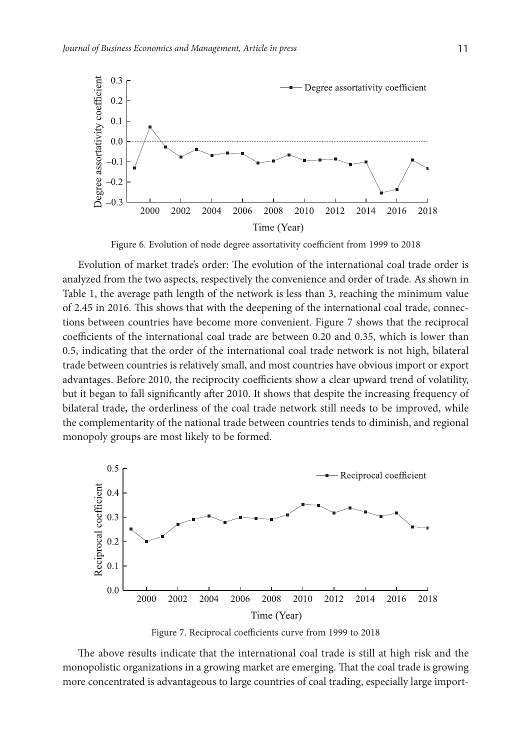Figure 6. Evolution of node degree assortativity coefficient from 1999 to 2018

Evolution of market trade's order: The evolution of the international coal trade order is analyzed from the two aspects, respectively the convenience and order of trade. As shown in Table 1, the average path length of the network is less than 3, reaching the minimum value of 2.45 in 2016. This shows that with the deepening of the international coal trade, connections between countries have become more convenient. Figure 7 shows that the reciprocal coefficients of the international coal trade are between 0.20 and 0.35, which is lower than 0.5, indicating that the order of the international coal trade network is not high, bilateral trade between countries is relatively small, and most countries have obvious import or export advantages. Before 2010, the reciprocity coefficients show a clear upward trend of volatility, but it began to fall significantly after 2010. It shows that despite the increasing frequency of bilateral trade, the orderliness of the coal trade network still needs to be improved, while the complementarity of the national trade between countries tends to diminish, and regional monopoly groups are most likely to be formed.

Figure 7. Reciprocal coefficients curve from 1999 to 2018

The above results indicate that the international coal trade is still at high risk and the monopolistic organizations in a growing market are emerging. That the coal trade is growing more concentrated is advantageous to large countries of coal trading, especially large import-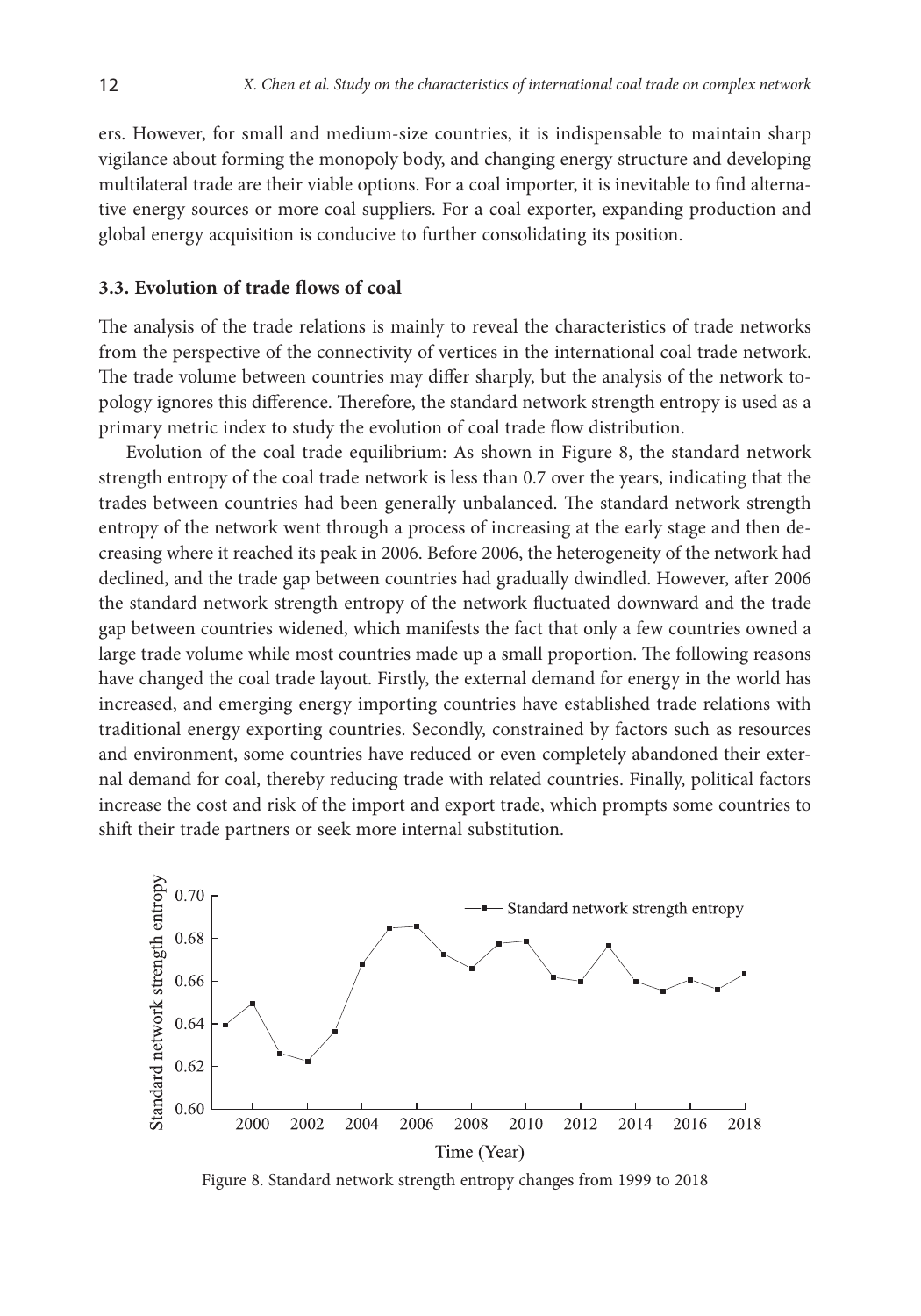ers. However, for small and medium-size countries, it is indispensable to maintain sharp vigilance about forming the monopoly body, and changing energy structure and developing multilateral trade are their viable options. For a coal importer, it is inevitable to find alternative energy sources or more coal suppliers. For a coal exporter, expanding production and global energy acquisition is conducive to further consolidating its position.

### 3.3. Evolution of trade flows of coal

The analysis of the trade relations is mainly to reveal the characteristics of trade networks from the perspective of the connectivity of vertices in the international coal trade network. The trade volume between countries may differ sharply, but the analysis of the network topology ignores this difference. Therefore, the standard network strength entropy is used as a primary metric index to study the evolution of coal trade flow distribution.

Evolution of the coal trade equilibrium: As shown in Figure 8, the standard network strength entropy of the coal trade network is less than 0.7 over the years, indicating that the trades between countries had been generally unbalanced. The standard network strength entropy of the network went through a process of increasing at the early stage and then decreasing where it reached its peak in 2006. Before 2006, the heterogeneity of the network had declined, and the trade gap between countries had gradually dwindled. However, after 2006 the standard network strength entropy of the network fluctuated downward and the trade gap between countries widened, which manifests the fact that only a few countries owned a large trade volume while most countries made up a small proportion. The following reasons have changed the coal trade layout. Firstly, the external demand for energy in the world has increased, and emerging energy importing countries have established trade relations with traditional energy exporting countries. Secondly, constrained by factors such as resources and environment, some countries have reduced or even completely abandoned their external demand for coal, thereby reducing trade with related countries. Finally, political factors increase the cost and risk of the import and export trade, which prompts some countries to shift their trade partners or seek more internal substitution.

Figure 8. Standard network strength entropy changes from 1999 to 2018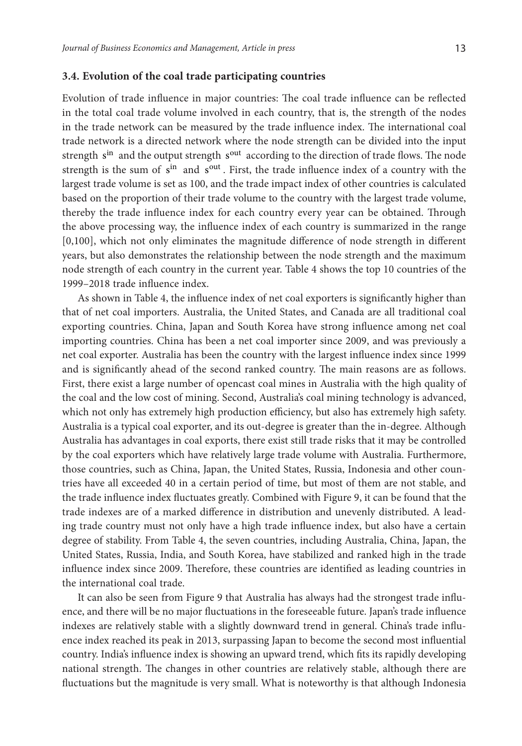### 3.4. Evolution of the coal trade participating countries

Evolution of trade influence in major countries: The coal trade influence can be reflected in the total coal trade volume involved in each country, that is, the strength of the nodes in the trade network can be measured by the trade influence index. The international coal trade network is a directed network where the node strength can be divided into the input strength $s^{in}$ and the output strength $s^{out}$ according to the direction of trade flows. The node strength is the sum of $s^{in}$ and $s^{out}$. First, the trade influence index of a country with the largest trade volume is set as 100, and the trade impact index of other countries is calculated based on the proportion of their trade volume to the country with the largest trade volume, thereby the trade influence index for each country every year can be obtained. Through the above processing way, the influence index of each country is summarized in the range [0,100], which not only eliminates the magnitude difference of node strength in different years, but also demonstrates the relationship between the node strength and the maximum node strength of each country in the current year. Table 4 shows the top 10 countries of the 1999–2018 trade influence index.

As shown in Table 4, the influence index of net coal exporters is significantly higher than that of net coal importers. Australia, the United States, and Canada are all traditional coal exporting countries. China, Japan and South Korea have strong influence among net coal importing countries. China has been a net coal importer since 2009, and was previously a net coal exporter. Australia has been the country with the largest influence index since 1999 and is significantly ahead of the second ranked country. The main reasons are as follows. First, there exist a large number of opencast coal mines in Australia with the high quality of the coal and the low cost of mining. Second, Australia's coal mining technology is advanced, which not only has extremely high production efficiency, but also has extremely high safety. Australia is a typical coal exporter, and its out-degree is greater than the in-degree. Although Australia has advantages in coal exports, there exist still trade risks that it may be controlled by the coal exporters which have relatively large trade volume with Australia. Furthermore, those countries, such as China, Japan, the United States, Russia, Indonesia and other countries have all exceeded 40 in a certain period of time, but most of them are not stable, and the trade influence index fluctuates greatly. Combined with Figure 9, it can be found that the trade indexes are of a marked difference in distribution and unevenly distributed. A leading trade country must not only have a high trade influence index, but also have a certain degree of stability. From Table 4, the seven countries, including Australia, China, Japan, the United States, Russia, India, and South Korea, have stabilized and ranked high in the trade influence index since 2009. Therefore, these countries are identified as leading countries in the international coal trade.

It can also be seen from Figure 9 that Australia has always had the strongest trade influence, and there will be no major fluctuations in the foreseeable future. Japan's trade influence indexes are relatively stable with a slightly downward trend in general. China's trade influence index reached its peak in 2013, surpassing Japan to become the second most influential country. India's influence index is showing an upward trend, which fits its rapidly developing national strength. The changes in other countries are relatively stable, although there are fluctuations but the magnitude is very small. What is noteworthy is that although Indonesia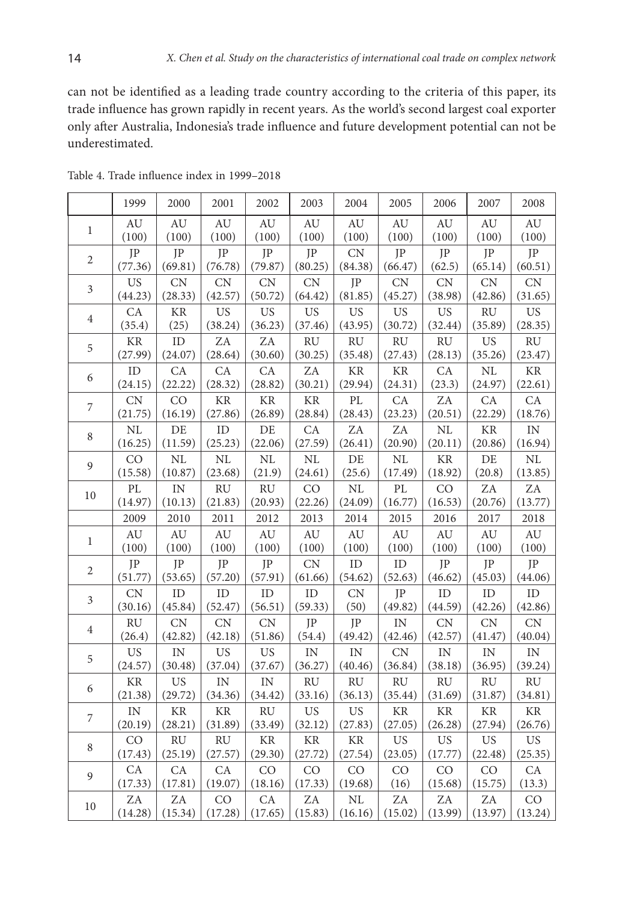can not be identified as a leading trade country according to the criteria of this paper, its trade influence has grown rapidly in recent years. As the world's second largest coal exporter only after Australia, Indonesia's trade influence and future development potential can not be underestimated.

Table 4. Trade influence index in 1999–2018

| | 1999 | 2000 | 2001 | 2002 | 2003 | 2004 | 2005 | 2006 | 2007 | 2008 |
|---|---|---|---|---|---|---|---|---|---|---|
| 1 | AU (100) | AU (100) | AU (100) | AU (100) | AU (100) | AU (100) | AU (100) | AU (100) | AU (100) | AU (100) |
| 2 | JP (77.36) | JP (69.81) | JP (76.78) | JP (79.87) | JP (80.25) | CN (84.38) | JP (66.47) | JP (62.5) | JP (65.14) | JP (60.51) |
| 3 | US (44.23) | CN (28.33) | CN (42.57) | CN (50.72) | CN (64.42) | JP (81.85) | CN (45.27) | CN (38.98) | CN (42.86) | CN (31.65) |
| 4 | CA (35.4) | KR (25) | US (38.24) | US (36.23) | US (37.46) | US (43.95) | US (30.72) | US (32.44) | RU (35.89) | US (28.35) |
| 5 | KR (27.99) | ID (24.07) | ZA (28.64) | ZA (30.60) | RU (30.25) | RU (35.48) | RU (27.43) | RU (28.13) | US (35.26) | RU (23.47) |
| 6 | ID (24.15) | CA (22.22) | CA (28.32) | CA (28.82) | ZA (30.21) | KR (29.94) | KR (24.31) | CA (23.3) | NL (24.97) | KR (22.61) |
| 7 | CN (21.75) | CO (16.19) | KR (27.86) | KR (26.89) | KR (28.84) | PL (28.43) | CA (23.23) | ZA (20.51) | CA (22.29) | CA (18.76) |
| 8 | NL (16.25) | DE (11.59) | ID (25.23) | DE (22.06) | CA (27.59) | ZA (26.41) | ZA (20.90) | NL (20.11) | KR (20.86) | IN (16.94) |
| 9 | CO (15.58) | NL (10.87) | NL (23.68) | NL (21.9) | NL (24.61) | DE (25.6) | NL (17.49) | KR (18.92) | DE (20.8) | NL (13.85) |
| 10 | PL (14.97) | IN (10.13) | RU (21.83) | RU (20.93) | CO (22.26) | NL (24.09) | PL (16.77) | CO (16.53) | ZA (20.76) | ZA (13.77) |
| | 2009 | 2010 | 2011 | 2012 | 2013 | 2014 | 2015 | 2016 | 2017 | 2018 |
| 1 | AU (100) | AU (100) | AU (100) | AU (100) | AU (100) | AU (100) | AU (100) | AU (100) | AU (100) | AU (100) |
| 2 | JP (51.77) | JP (53.65) | JP (57.20) | JP (57.91) | CN (61.66) | ID (54.62) | ID (52.63) | JP (46.62) | JP (45.03) | JP (44.06) |
| 3 | CN (30.16) | ID (45.84) | ID (52.47) | ID (56.51) | ID (59.33) | CN (50) | JP (49.82) | ID (44.59) | ID (42.26) | ID (42.86) |
| 4 | RU (26.4) | CN (42.82) | CN (42.18) | CN (51.86) | JP (54.4) | JP (49.42) | IN (42.46) | CN (42.57) | CN (41.47) | CN (40.04) |
| 5 | US (24.57) | IN (30.48) | US (37.04) | US (37.67) | IN (36.27) | IN (40.46) | CN (36.84) | IN (38.18) | IN (36.95) | IN (39.24) |
| 6 | KR (21.38) | US (29.72) | IN (34.36) | IN (34.42) | RU (33.16) | RU (36.13) | RU (35.44) | RU (31.69) | RU (31.87) | RU (34.81) |
| 7 | IN (20.19) | KR (28.21) | KR (31.89) | RU (33.49) | US (32.12) | US (27.83) | KR (27.05) | KR (26.28) | KR (27.94) | KR (26.76) |
| 8 | CO (17.43) | RU (25.19) | RU (27.57) | KR (29.30) | KR (27.72) | KR (27.54) | US (23.05) | US (17.77) | US (22.48) | US (25.35) |
| 9 | CA (17.33) | CA (17.81) | CA (19.07) | CO (18.16) | CO (17.33) | CO (19.68) | CO (16) | CO (15.68) | CO (15.75) | CA (13.3) |
| 10 | ZA (14.28) | ZA (15.34) | CO (17.28) | CA (17.65) | ZA (15.83) | NL (16.16) | ZA (15.02) | ZA (13.99) | ZA (13.97) | CO (13.24) |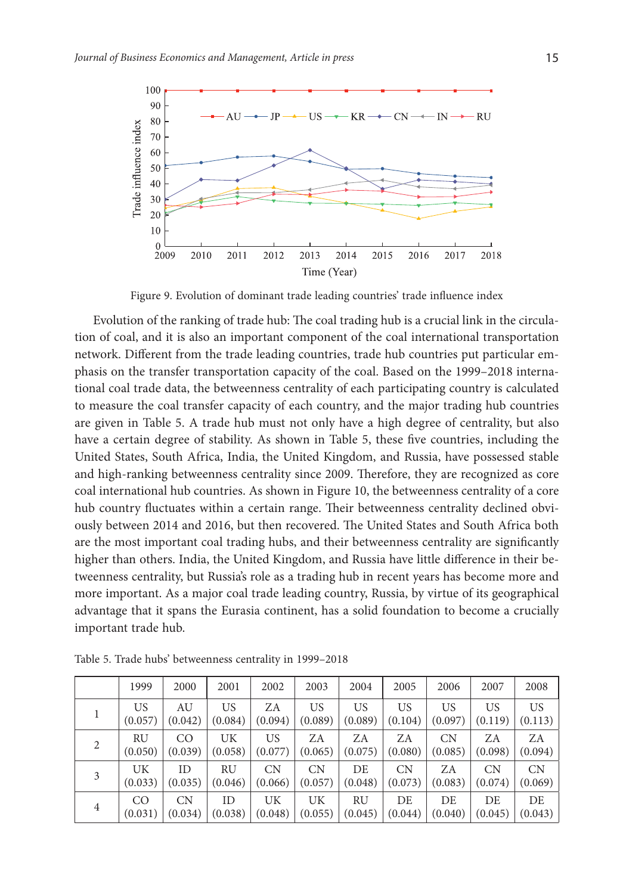Figure 9. Evolution of dominant trade leading countries' trade influence index

Evolution of the ranking of trade hub: The coal trading hub is a crucial link in the circulation of coal, and it is also an important component of the coal international transportation network. Different from the trade leading countries, trade hub countries put particular emphasis on the transfer transportation capacity of the coal. Based on the 1999–2018 international coal trade data, the betweenness centrality of each participating country is calculated to measure the coal transfer capacity of each country, and the major trading hub countries are given in Table 5. A trade hub must not only have a high degree of centrality, but also have a certain degree of stability. As shown in Table 5, these five countries, including the United States, South Africa, India, the United Kingdom, and Russia, have possessed stable and high-ranking betweenness centrality since 2009. Therefore, they are recognized as core coal international hub countries. As shown in Figure 10, the betweenness centrality of a core hub country fluctuates within a certain range. Their betweenness centrality declined obviously between 2014 and 2016, but then recovered. The United States and South Africa both are the most important coal trading hubs, and their betweenness centrality are significantly higher than others. India, the United Kingdom, and Russia have little difference in their betweenness centrality, but Russia's role as a trading hub in recent years has become more and more important. As a major coal trade leading country, Russia, by virtue of its geographical advantage that it spans the Eurasia continent, has a solid foundation to become a crucially important trade hub.

Table 5. Trade hubs' betweenness centrality in 1999–2018

| | 1999 | 2000 | 2001 | 2002 | 2003 | 2004 | 2005 | 2006 | 2007 | 2008 |
|---|---|---|---|---|---|---|---|---|---|---|
| 1 | US (0.057) | AU (0.042) | US (0.084) | ZA (0.094) | US (0.089) | US (0.089) | US (0.104) | US (0.097) | US (0.119) | US (0.113) |
| 2 | RU (0.050) | CO (0.039) | UK (0.058) | US (0.077) | ZA (0.065) | ZA (0.075) | ZA (0.080) | CN (0.085) | ZA (0.098) | ZA (0.094) |
| 3 | UK (0.033) | ID (0.035) | RU (0.046) | CN (0.066) | CN (0.057) | DE (0.048) | CN (0.073) | ZA (0.083) | CN (0.074) | CN (0.069) |
| 4 | CO (0.031) | CN (0.034) | ID (0.038) | UK (0.048) | UK (0.055) | RU (0.045) | DE (0.044) | DE (0.040) | DE (0.045) | DE (0.043) |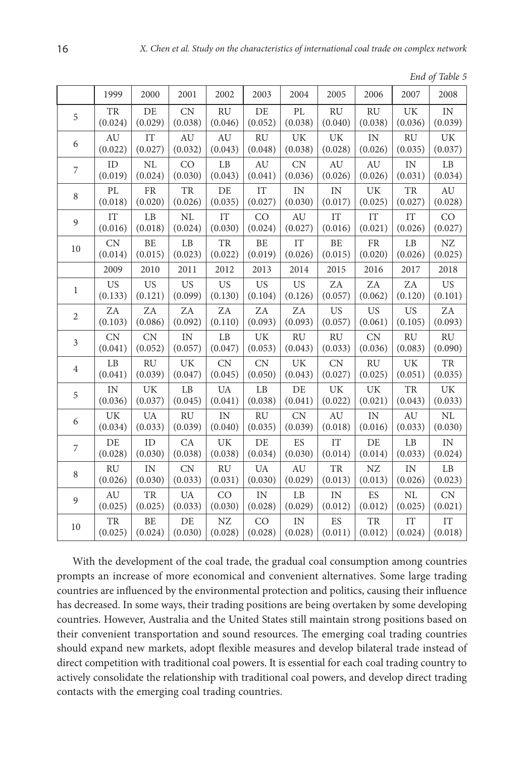*End of Table 5*

| | 1999 | 2000 | 2001 | 2002 | 2003 | 2004 | 2005 | 2006 | 2007 | 2008 |
|---|---|---|---|---|---|---|---|---|---|---|
| 5 | TR (0.024) | DE (0.029) | CN (0.038) | RU (0.046) | DE (0.052) | PL (0.038) | RU (0.040) | RU (0.038) | UK (0.036) | IN (0.039) |
| 6 | AU (0.022) | IT (0.027) | AU (0.032) | AU (0.043) | RU (0.048) | UK (0.038) | UK (0.028) | IN (0.026) | RU (0.035) | UK (0.037) |
| 7 | ID (0.019) | NL (0.024) | CO (0.030) | LB (0.043) | AU (0.041) | CN (0.036) | AU (0.026) | AU (0.026) | IN (0.031) | LB (0.034) |
| 8 | PL (0.018) | FR (0.020) | TR (0.026) | DE (0.035) | IT (0.027) | IN (0.030) | IN (0.017) | UK (0.025) | TR (0.027) | AU (0.028) |
| 9 | IT (0.016) | LB (0.018) | NL (0.024) | IT (0.030) | CO (0.024) | AU (0.027) | IT (0.016) | IT (0.021) | IT (0.026) | CO (0.027) |
| 10 | CN (0.014) | BE (0.015) | LB (0.023) | TR (0.022) | BE (0.019) | IT (0.026) | BE (0.015) | FR (0.020) | LB (0.026) | NZ (0.025) |
| | 2009 | 2010 | 2011 | 2012 | 2013 | 2014 | 2015 | 2016 | 2017 | 2018 |
| 1 | US (0.133) | US (0.121) | US (0.099) | US (0.130) | US (0.104) | US (0.126) | ZA (0.057) | ZA (0.062) | ZA (0.120) | US (0.101) |
| 2 | ZA (0.103) | ZA (0.086) | ZA (0.092) | ZA (0.110) | ZA (0.093) | ZA (0.093) | US (0.057) | US (0.061) | US (0.105) | ZA (0.093) |
| 3 | CN (0.041) | CN (0.052) | IN (0.057) | LB (0.047) | UK (0.053) | RU (0.043) | RU (0.033) | CN (0.036) | RU (0.083) | RU (0.090) |
| 4 | LB (0.041) | RU (0.039) | UK (0.047) | CN (0.045) | CN (0.050) | UK (0.043) | CN (0.027) | RU (0.025) | UK (0.051) | TR (0.035) |
| 5 | IN (0.036) | UK (0.037) | LB (0.045) | UA (0.041) | LB (0.038) | DE (0.041) | UK (0.022) | UK (0.021) | TR (0.043) | UK (0.033) |
| 6 | UK (0.034) | UA (0.033) | RU (0.039) | IN (0.040) | RU (0.035) | CN (0.039) | AU (0.018) | IN (0.016) | AU (0.033) | NL (0.030) |
| 7 | DE (0.028) | ID (0.030) | CA (0.038) | UK (0.038) | DE (0.034) | ES (0.030) | IT (0.014) | DE (0.014) | LB (0.033) | IN (0.024) |
| 8 | RU (0.026) | IN (0.030) | CN (0.033) | RU (0.031) | UA (0.030) | AU (0.029) | TR (0.013) | NZ (0.013) | IN (0.026) | LB (0.023) |
| 9 | AU (0.025) | TR (0.025) | UA (0.033) | CO (0.030) | IN (0.028) | LB (0.029) | IN (0.012) | ES (0.012) | NL (0.025) | CN (0.021) |
| 10 | TR (0.025) | BE (0.024) | DE (0.030) | NZ (0.028) | CO (0.028) | IN (0.028) | ES (0.011) | TR (0.012) | IT (0.024) | IT (0.018) |

With the development of the coal trade, the gradual coal consumption among countries prompts an increase of more economical and convenient alternatives. Some large trading countries are influenced by the environmental protection and politics, causing their influence has decreased. In some ways, their trading positions are being overtaken by some developing countries. However, Australia and the United States still maintain strong positions based on their convenient transportation and sound resources. The emerging coal trading countries should expand new markets, adopt flexible measures and develop bilateral trade instead of direct competition with traditional coal powers. It is essential for each coal trading country to actively consolidate the relationship with traditional coal powers, and develop direct trading contacts with the emerging coal trading countries.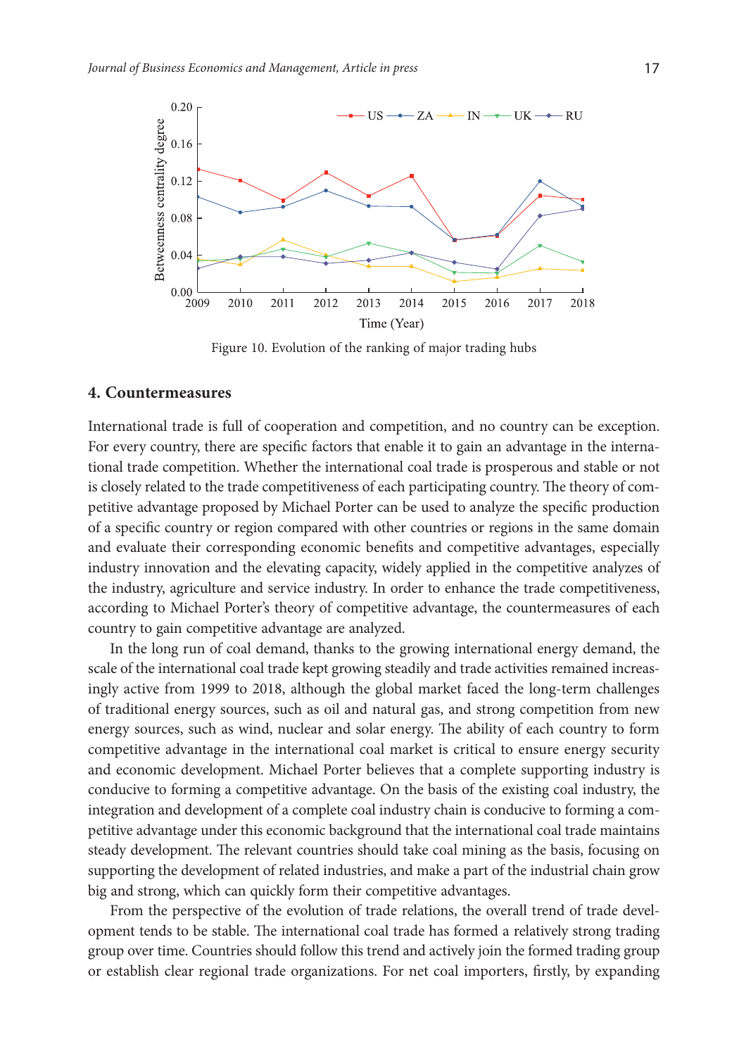Figure 10. Evolution of the ranking of major trading hubs

## 4. Countermeasures

International trade is full of cooperation and competition, and no country can be exception. For every country, there are specific factors that enable it to gain an advantage in the international trade competition. Whether the international coal trade is prosperous and stable or not is closely related to the trade competitiveness of each participating country. The theory of competitive advantage proposed by Michael Porter can be used to analyze the specific production of a specific country or region compared with other countries or regions in the same domain and evaluate their corresponding economic benefits and competitive advantages, especially industry innovation and the elevating capacity, widely applied in the competitive analyzes of the industry, agriculture and service industry. In order to enhance the trade competitiveness, according to Michael Porter's theory of competitive advantage, the countermeasures of each country to gain competitive advantage are analyzed.

In the long run of coal demand, thanks to the growing international energy demand, the scale of the international coal trade kept growing steadily and trade activities remained increasingly active from 1999 to 2018, although the global market faced the long-term challenges of traditional energy sources, such as oil and natural gas, and strong competition from new energy sources, such as wind, nuclear and solar energy. The ability of each country to form competitive advantage in the international coal market is critical to ensure energy security and economic development. Michael Porter believes that a complete supporting industry is conducive to forming a competitive advantage. On the basis of the existing coal industry, the integration and development of a complete coal industry chain is conducive to forming a competitive advantage under this economic background that the international coal trade maintains steady development. The relevant countries should take coal mining as the basis, focusing on supporting the development of related industries, and make a part of the industrial chain grow big and strong, which can quickly form their competitive advantages.

From the perspective of the evolution of trade relations, the overall trend of trade development tends to be stable. The international coal trade has formed a relatively strong trading group over time. Countries should follow this trend and actively join the formed trading group or establish clear regional trade organizations. For net coal importers, firstly, by expanding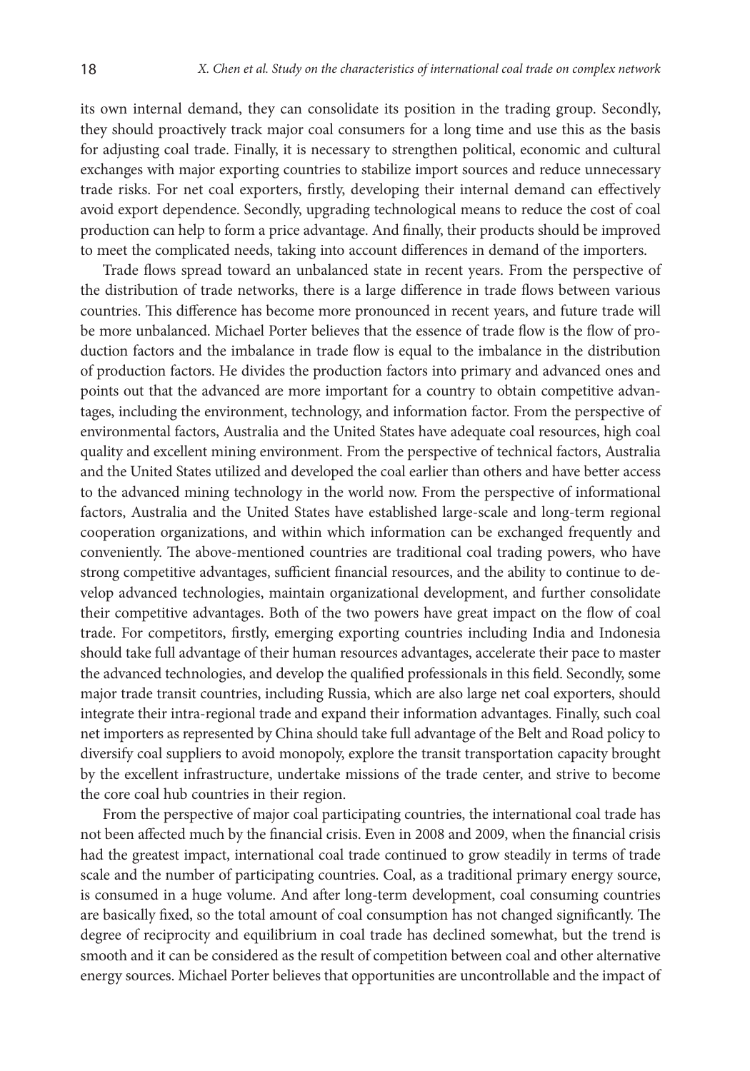its own internal demand, they can consolidate its position in the trading group. Secondly, they should proactively track major coal consumers for a long time and use this as the basis for adjusting coal trade. Finally, it is necessary to strengthen political, economic and cultural exchanges with major exporting countries to stabilize import sources and reduce unnecessary trade risks. For net coal exporters, firstly, developing their internal demand can effectively avoid export dependence. Secondly, upgrading technological means to reduce the cost of coal production can help to form a price advantage. And finally, their products should be improved to meet the complicated needs, taking into account differences in demand of the importers.

Trade flows spread toward an unbalanced state in recent years. From the perspective of the distribution of trade networks, there is a large difference in trade flows between various countries. This difference has become more pronounced in recent years, and future trade will be more unbalanced. Michael Porter believes that the essence of trade flow is the flow of production factors and the imbalance in trade flow is equal to the imbalance in the distribution of production factors. He divides the production factors into primary and advanced ones and points out that the advanced are more important for a country to obtain competitive advantages, including the environment, technology, and information factor. From the perspective of environmental factors, Australia and the United States have adequate coal resources, high coal quality and excellent mining environment. From the perspective of technical factors, Australia and the United States utilized and developed the coal earlier than others and have better access to the advanced mining technology in the world now. From the perspective of informational factors, Australia and the United States have established large-scale and long-term regional cooperation organizations, and within which information can be exchanged frequently and conveniently. The above-mentioned countries are traditional coal trading powers, who have strong competitive advantages, sufficient financial resources, and the ability to continue to develop advanced technologies, maintain organizational development, and further consolidate their competitive advantages. Both of the two powers have great impact on the flow of coal trade. For competitors, firstly, emerging exporting countries including India and Indonesia should take full advantage of their human resources advantages, accelerate their pace to master the advanced technologies, and develop the qualified professionals in this field. Secondly, some major trade transit countries, including Russia, which are also large net coal exporters, should integrate their intra-regional trade and expand their information advantages. Finally, such coal net importers as represented by China should take full advantage of the Belt and Road policy to diversify coal suppliers to avoid monopoly, explore the transit transportation capacity brought by the excellent infrastructure, undertake missions of the trade center, and strive to become the core coal hub countries in their region.

From the perspective of major coal participating countries, the international coal trade has not been affected much by the financial crisis. Even in 2008 and 2009, when the financial crisis had the greatest impact, international coal trade continued to grow steadily in terms of trade scale and the number of participating countries. Coal, as a traditional primary energy source, is consumed in a huge volume. And after long-term development, coal consuming countries are basically fixed, so the total amount of coal consumption has not changed significantly. The degree of reciprocity and equilibrium in coal trade has declined somewhat, but the trend is smooth and it can be considered as the result of competition between coal and other alternative energy sources. Michael Porter believes that opportunities are uncontrollable and the impact of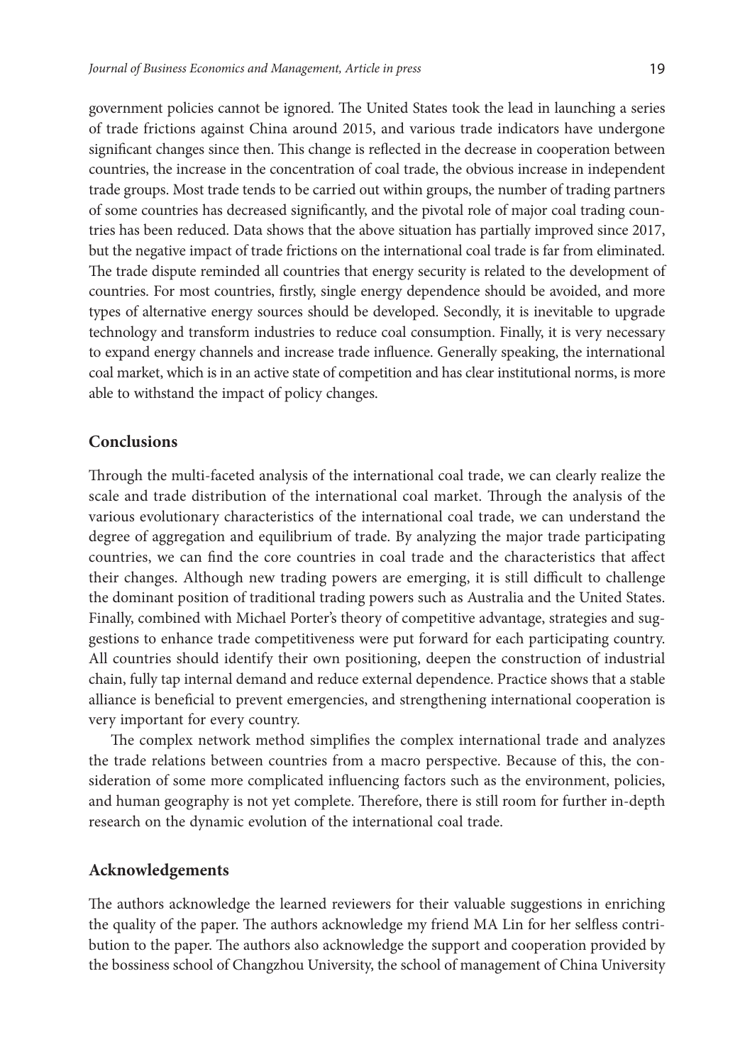government policies cannot be ignored. The United States took the lead in launching a series of trade frictions against China around 2015, and various trade indicators have undergone significant changes since then. This change is reflected in the decrease in cooperation between countries, the increase in the concentration of coal trade, the obvious increase in independent trade groups. Most trade tends to be carried out within groups, the number of trading partners of some countries has decreased significantly, and the pivotal role of major coal trading countries has been reduced. Data shows that the above situation has partially improved since 2017, but the negative impact of trade frictions on the international coal trade is far from eliminated. The trade dispute reminded all countries that energy security is related to the development of countries. For most countries, firstly, single energy dependence should be avoided, and more types of alternative energy sources should be developed. Secondly, it is inevitable to upgrade technology and transform industries to reduce coal consumption. Finally, it is very necessary to expand energy channels and increase trade influence. Generally speaking, the international coal market, which is in an active state of competition and has clear institutional norms, is more able to withstand the impact of policy changes.

## Conclusions

Through the multi-faceted analysis of the international coal trade, we can clearly realize the scale and trade distribution of the international coal market. Through the analysis of the various evolutionary characteristics of the international coal trade, we can understand the degree of aggregation and equilibrium of trade. By analyzing the major trade participating countries, we can find the core countries in coal trade and the characteristics that affect their changes. Although new trading powers are emerging, it is still difficult to challenge the dominant position of traditional trading powers such as Australia and the United States. Finally, combined with Michael Porter's theory of competitive advantage, strategies and suggestions to enhance trade competitiveness were put forward for each participating country. All countries should identify their own positioning, deepen the construction of industrial chain, fully tap internal demand and reduce external dependence. Practice shows that a stable alliance is beneficial to prevent emergencies, and strengthening international cooperation is very important for every country.

The complex network method simplifies the complex international trade and analyzes the trade relations between countries from a macro perspective. Because of this, the consideration of some more complicated influencing factors such as the environment, policies, and human geography is not yet complete. Therefore, there is still room for further in-depth research on the dynamic evolution of the international coal trade.

## Acknowledgements

The authors acknowledge the learned reviewers for their valuable suggestions in enriching the quality of the paper. The authors acknowledge my friend MA Lin for her selfless contribution to the paper. The authors also acknowledge the support and cooperation provided by the bossiness school of Changzhou University, the school of management of China University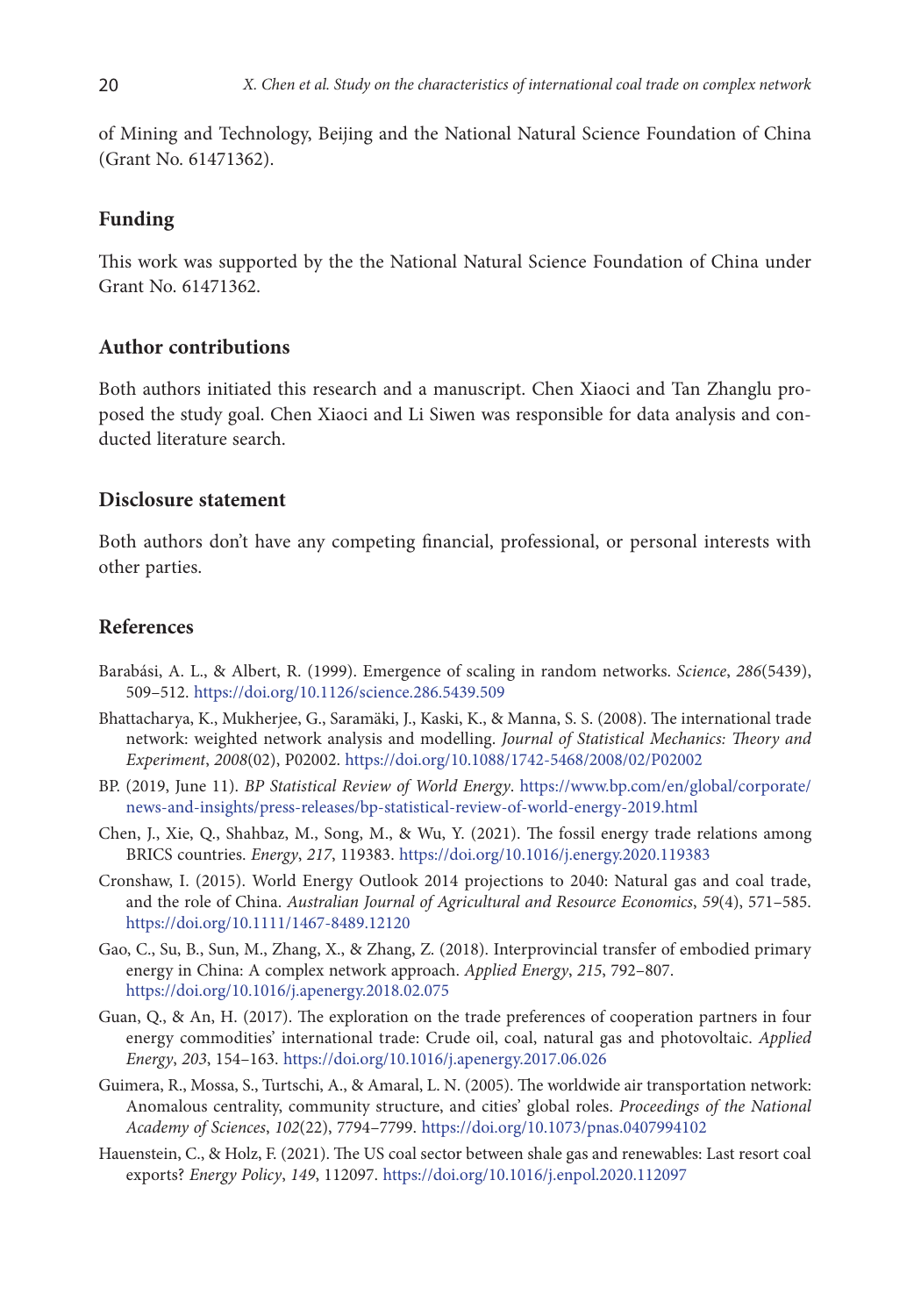of Mining and Technology, Beijing and the National Natural Science Foundation of China (Grant No. 61471362).

## Funding

This work was supported by the the National Natural Science Foundation of China under Grant No. 61471362.

## Author contributions

Both authors initiated this research and a manuscript. Chen Xiaoci and Tan Zhanglu proposed the study goal. Chen Xiaoci and Li Siwen was responsible for data analysis and conducted literature search.

## Disclosure statement

Both authors don't have any competing financial, professional, or personal interests with other parties.

## References

Barabási, A. L., & Albert, R. (1999). Emergence of scaling in random networks. *Science*, *286*(5439), 509–512. https://doi.org/10.1126/science.286.5439.509

Bhattacharya, K., Mukherjee, G., Saramäki, J., Kaski, K., & Manna, S. S. (2008). The international trade network: weighted network analysis and modelling. *Journal of Statistical Mechanics: Theory and Experiment*, *2008*(02), P02002. https://doi.org/10.1088/1742-5468/2008/02/P02002

BP. (2019, June 11). *BP Statistical Review of World Energy*. https://www.bp.com/en/global/corporate/news-and-insights/press-releases/bp-statistical-review-of-world-energy-2019.html

Chen, J., Xie, Q., Shahbaz, M., Song, M., & Wu, Y. (2021). The fossil energy trade relations among BRICS countries. *Energy*, *217*, 119383. https://doi.org/10.1016/j.energy.2020.119383

Cronshaw, I. (2015). World Energy Outlook 2014 projections to 2040: Natural gas and coal trade, and the role of China. *Australian Journal of Agricultural and Resource Economics*, *59*(4), 571–585. https://doi.org/10.1111/1467-8489.12120

Gao, C., Su, B., Sun, M., Zhang, X., & Zhang, Z. (2018). Interprovincial transfer of embodied primary energy in China: A complex network approach. *Applied Energy*, *215*, 792–807. https://doi.org/10.1016/j.apenergy.2018.02.075

Guan, Q., & An, H. (2017). The exploration on the trade preferences of cooperation partners in four energy commodities' international trade: Crude oil, coal, natural gas and photovoltaic. *Applied Energy*, *203*, 154–163. https://doi.org/10.1016/j.apenergy.2017.06.026

Guimera, R., Mossa, S., Turtschi, A., & Amaral, L. N. (2005). The worldwide air transportation network: Anomalous centrality, community structure, and cities' global roles. *Proceedings of the National Academy of Sciences*, *102*(22), 7794–7799. https://doi.org/10.1073/pnas.0407994102

Hauenstein, C., & Holz, F. (2021). The US coal sector between shale gas and renewables: Last resort coal exports? *Energy Policy*, *149*, 112097. https://doi.org/10.1016/j.enpol.2020.112097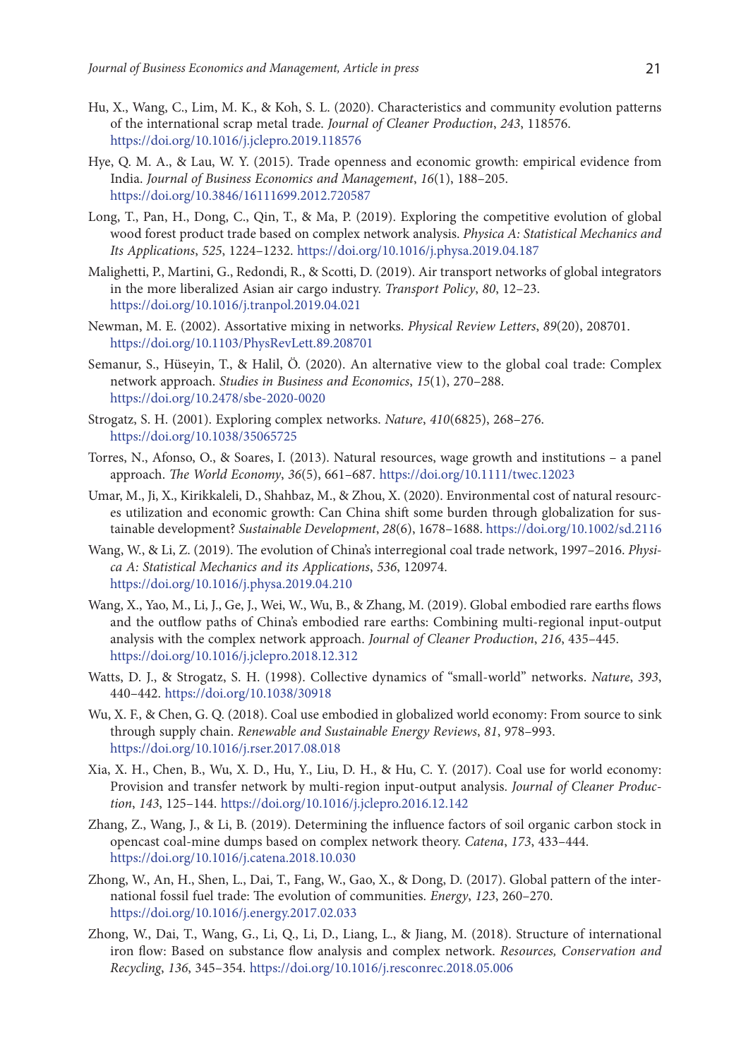Hu, X., Wang, C., Lim, M. K., & Koh, S. L. (2020). Characteristics and community evolution patterns of the international scrap metal trade. *Journal of Cleaner Production*, *243*, 118576. https://doi.org/10.1016/j.jclepro.2019.118576

Hye, Q. M. A., & Lau, W. Y. (2015). Trade openness and economic growth: empirical evidence from India. *Journal of Business Economics and Management*, *16*(1), 188–205. https://doi.org/10.3846/16111699.2012.720587

Long, T., Pan, H., Dong, C., Qin, T., & Ma, P. (2019). Exploring the competitive evolution of global wood forest product trade based on complex network analysis. *Physica A: Statistical Mechanics and Its Applications*, *525*, 1224–1232. https://doi.org/10.1016/j.physa.2019.04.187

Malighetti, P., Martini, G., Redondi, R., & Scotti, D. (2019). Air transport networks of global integrators in the more liberalized Asian air cargo industry. *Transport Policy*, *80*, 12–23. https://doi.org/10.1016/j.tranpol.2019.04.021

Newman, M. E. (2002). Assortative mixing in networks. *Physical Review Letters*, *89*(20), 208701. https://doi.org/10.1103/PhysRevLett.89.208701

Semanur, S., Hüseyin, T., & Halil, Ö. (2020). An alternative view to the global coal trade: Complex network approach. *Studies in Business and Economics*, *15*(1), 270–288. https://doi.org/10.2478/sbe-2020-0020

Strogatz, S. H. (2001). Exploring complex networks. *Nature*, *410*(6825), 268–276. https://doi.org/10.1038/35065725

Torres, N., Afonso, O., & Soares, I. (2013). Natural resources, wage growth and institutions – a panel approach. *The World Economy*, *36*(5), 661–687. https://doi.org/10.1111/twec.12023

Umar, M., Ji, X., Kirikkaleli, D., Shahbaz, M., & Zhou, X. (2020). Environmental cost of natural resources utilization and economic growth: Can China shift some burden through globalization for sustainable development? *Sustainable Development*, *28*(6), 1678–1688. https://doi.org/10.1002/sd.2116

Wang, W., & Li, Z. (2019). The evolution of China's interregional coal trade network, 1997–2016. *Physica A: Statistical Mechanics and its Applications*, *536*, 120974. https://doi.org/10.1016/j.physa.2019.04.210

Wang, X., Yao, M., Li, J., Ge, J., Wei, W., Wu, B., & Zhang, M. (2019). Global embodied rare earths flows and the outflow paths of China's embodied rare earths: Combining multi-regional input-output analysis with the complex network approach. *Journal of Cleaner Production*, *216*, 435–445. https://doi.org/10.1016/j.jclepro.2018.12.312

Watts, D. J., & Strogatz, S. H. (1998). Collective dynamics of "small-world" networks. *Nature*, *393*, 440–442. https://doi.org/10.1038/30918

Wu, X. F., & Chen, G. Q. (2018). Coal use embodied in globalized world economy: From source to sink through supply chain. *Renewable and Sustainable Energy Reviews*, *81*, 978–993. https://doi.org/10.1016/j.rser.2017.08.018

Xia, X. H., Chen, B., Wu, X. D., Hu, Y., Liu, D. H., & Hu, C. Y. (2017). Coal use for world economy: Provision and transfer network by multi-region input-output analysis. *Journal of Cleaner Production*, *143*, 125–144. https://doi.org/10.1016/j.jclepro.2016.12.142

Zhang, Z., Wang, J., & Li, B. (2019). Determining the influence factors of soil organic carbon stock in opencast coal-mine dumps based on complex network theory. *Catena*, *173*, 433–444. https://doi.org/10.1016/j.catena.2018.10.030

Zhong, W., An, H., Shen, L., Dai, T., Fang, W., Gao, X., & Dong, D. (2017). Global pattern of the international fossil fuel trade: The evolution of communities. *Energy*, *123*, 260–270. https://doi.org/10.1016/j.energy.2017.02.033

Zhong, W., Dai, T., Wang, G., Li, Q., Li, D., Liang, L., & Jiang, M. (2018). Structure of international iron flow: Based on substance flow analysis and complex network. *Resources, Conservation and Recycling*, *136*, 345–354. https://doi.org/10.1016/j.resconrec.2018.05.006